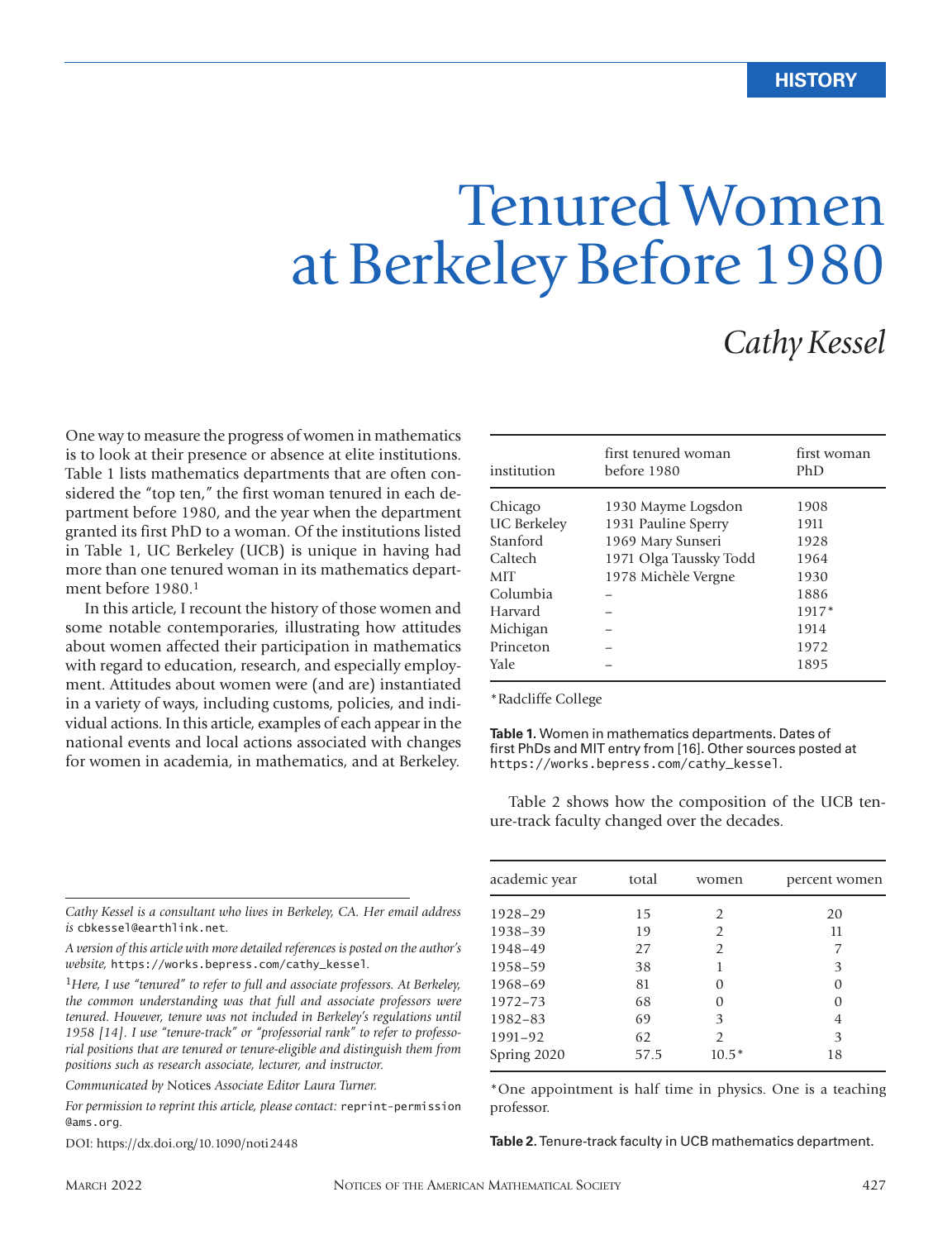HISTORY

# Tenured Women at Berkeley Before 1980

## *Cathy Kessel*

One way to measure the progress of women in mathematics is to look at their presence or absence at elite institutions. Table 1 lists mathematics departments that are often considered the "top ten," the first woman tenured in each department before 1980, and the year when the department granted its first PhD to a woman. Of the institutions listed in Table 1, UC Berkeley (UCB) is unique in having had more than one tenured woman in its mathematics department before 1980.[1]

In this article, I recount the history of those women and some notable contemporaries, illustrating how attitudes about women affected their participation in mathematics with regard to education, research, and especially employment. Attitudes about women were (and are) instantiated in a variety of ways, including customs, policies, and individual actions. In this article, examples of each appear in the national events and local actions associated with changes for women in academia, in mathematics, and at Berkeley.

| institution | first tenured woman before 1980 | first woman PhD |
|---|---|---|
| Chicago | 1930 Mayme Logsdon | 1908 |
| UC Berkeley | 1931 Pauline Sperry | 1911 |
| Stanford | 1969 Mary Sunseri | 1928 |
| Caltech | 1971 Olga Taussky Todd | 1964 |
| MIT | 1978 Michèle Vergne | 1930 |
| Columbia | – | 1886 |
| Harvard | – | 1917* |
| Michigan | – | 1914 |
| Princeton | – | 1972 |
| Yale | – | 1895 |

*Radcliffe College

**Table 1.** Women in mathematics departments. Dates of first PhDs and MIT entry from [16]. Other sources posted at `https://works.bepress.com/cathy_kessel`.

Table 2 shows how the composition of the UCB tenure-track faculty changed over the decades.

| academic year | total | women | percent women |
|---|---|---|---|
| 1928–29 | 15 | 2 | 20 |
| 1938–39 | 19 | 2 | 11 |
| 1948–49 | 27 | 2 | 7 |
| 1958–59 | 38 | 1 | 3 |
| 1968–69 | 81 | 0 | 0 |
| 1972–73 | 68 | 0 | 0 |
| 1982–83 | 69 | 3 | 4 |
| 1991–92 | 62 | 2 | 3 |
| Spring 2020 | 57.5 | 10.5* | 18 |

*One appointment is half time in physics. One is a teaching professor.

**Table 2.** Tenure-track faculty in UCB mathematics department.

---

*Cathy Kessel is a consultant who lives in Berkeley, CA. Her email address is* `cbkessel@earthlink.net`.

*A version of this article with more detailed references is posted on the author's website,* `https://works.bepress.com/cathy_kessel`.

[1]*Here, I use "tenured" to refer to full and associate professors. At Berkeley, the common understanding was that full and associate professors were tenured. However, tenure was not included in Berkeley's regulations until 1958 [14]. I use "tenure-track" or "professorial rank" to refer to professorial positions that are tenured or tenure-eligible and distinguish them from positions such as research associate, lecturer, and instructor.*

*Communicated by* Notices *Associate Editor Laura Turner.*

*For permission to reprint this article, please contact:* `reprint-permission@ams.org`.

DOI: https://dx.doi.org/10.1090/noti2448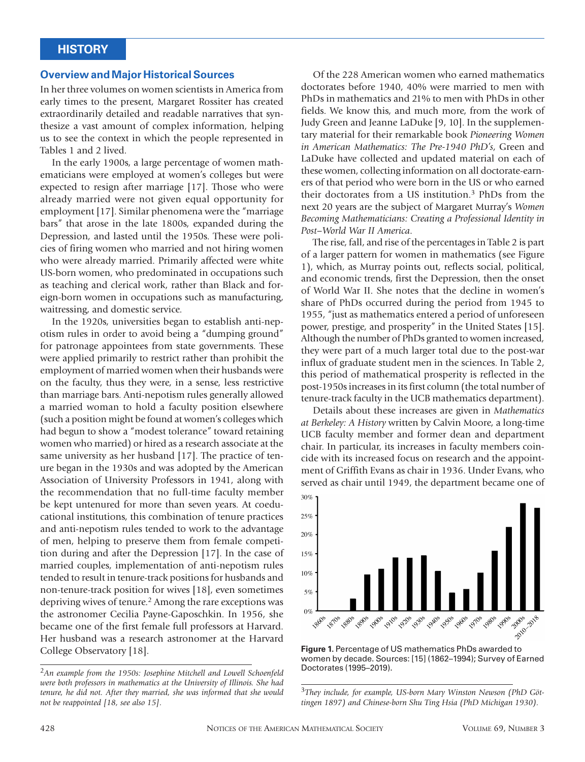## HISTORY

### Overview and Major Historical Sources

In her three volumes on women scientists in America from early times to the present, Margaret Rossiter has created extraordinarily detailed and readable narratives that synthesize a vast amount of complex information, helping us to see the context in which the people represented in Tables 1 and 2 lived.

In the early 1900s, a large percentage of women mathematicians were employed at women's colleges but were expected to resign after marriage [17]. Those who were already married were not given equal opportunity for employment [17]. Similar phenomena were the "marriage bars" that arose in the late 1800s, expanded during the Depression, and lasted until the 1950s. These were policies of firing women who married and not hiring women who were already married. Primarily affected were white US-born women, who predominated in occupations such as teaching and clerical work, rather than Black and foreign-born women in occupations such as manufacturing, waitressing, and domestic service.

In the 1920s, universities began to establish anti-nepotism rules in order to avoid being a "dumping ground" for patronage appointees from state governments. These were applied primarily to restrict rather than prohibit the employment of married women when their husbands were on the faculty, thus they were, in a sense, less restrictive than marriage bars. Anti-nepotism rules generally allowed a married woman to hold a faculty position elsewhere (such a position might be found at women's colleges which had begun to show a "modest tolerance" toward retaining women who married) or hired as a research associate at the same university as her husband [17]. The practice of tenure began in the 1930s and was adopted by the American Association of University Professors in 1941, along with the recommendation that no full-time faculty member be kept untenured for more than seven years. At coeducational institutions, this combination of tenure practices and anti-nepotism rules tended to work to the advantage of men, helping to preserve them from female competition during and after the Depression [17]. In the case of married couples, implementation of anti-nepotism rules tended to result in tenure-track positions for husbands and non-tenure-track position for wives [18], even sometimes depriving wives of tenure.[2] Among the rare exceptions was the astronomer Cecilia Payne-Gaposchkin. In 1956, she became one of the first female full professors at Harvard. Her husband was a research astronomer at the Harvard College Observatory [18].

Of the 228 American women who earned mathematics doctorates before 1940, 40% were married to men with PhDs in mathematics and 21% to men with PhDs in other fields. We know this, and much more, from the work of Judy Green and Jeanne LaDuke [9, 10]. In the supplementary material for their remarkable book *Pioneering Women in American Mathematics: The Pre-1940 PhD's*, Green and LaDuke have collected and updated material on each of these women, collecting information on all doctorate-earners of that period who were born in the US or who earned their doctorates from a US institution.[3] PhDs from the next 20 years are the subject of Margaret Murray's *Women Becoming Mathematicians: Creating a Professional Identity in Post–World War II America*.

The rise, fall, and rise of the percentages in Table 2 is part of a larger pattern for women in mathematics (see Figure 1), which, as Murray points out, reflects social, political, and economic trends, first the Depression, then the onset of World War II. She notes that the decline in women's share of PhDs occurred during the period from 1945 to 1955, "just as mathematics entered a period of unforeseen power, prestige, and prosperity" in the United States [15]. Although the number of PhDs granted to women increased, they were part of a much larger total due to the post-war influx of graduate student men in the sciences. In Table 2, this period of mathematical prosperity is reflected in the post-1950s increases in its first column (the total number of tenure-track faculty in the UCB mathematics department).

Details about these increases are given in *Mathematics at Berkeley: A History* written by Calvin Moore, a long-time UCB faculty member and former dean and department chair. In particular, its increases in faculty members coincide with its increased focus on research and the appointment of Griffith Evans as chair in 1936. Under Evans, who served as chair until 1949, the department became one of

**Figure 1.** Percentage of US mathematics PhDs awarded to women by decade. Sources: [15] (1862–1994); Survey of Earned Doctorates (1995–2019).

---

[2] *An example from the 1950s: Josephine Mitchell and Lowell Schoenfeld were both professors in mathematics at the University of Illinois. She had tenure, he did not. After they married, she was informed that she would not be reappointed [18, see also 15].*

[3] *They include, for example, US-born Mary Winston Newson (PhD Göttingen 1897) and Chinese-born Shu Ting Hsia (PhD Michigan 1930).*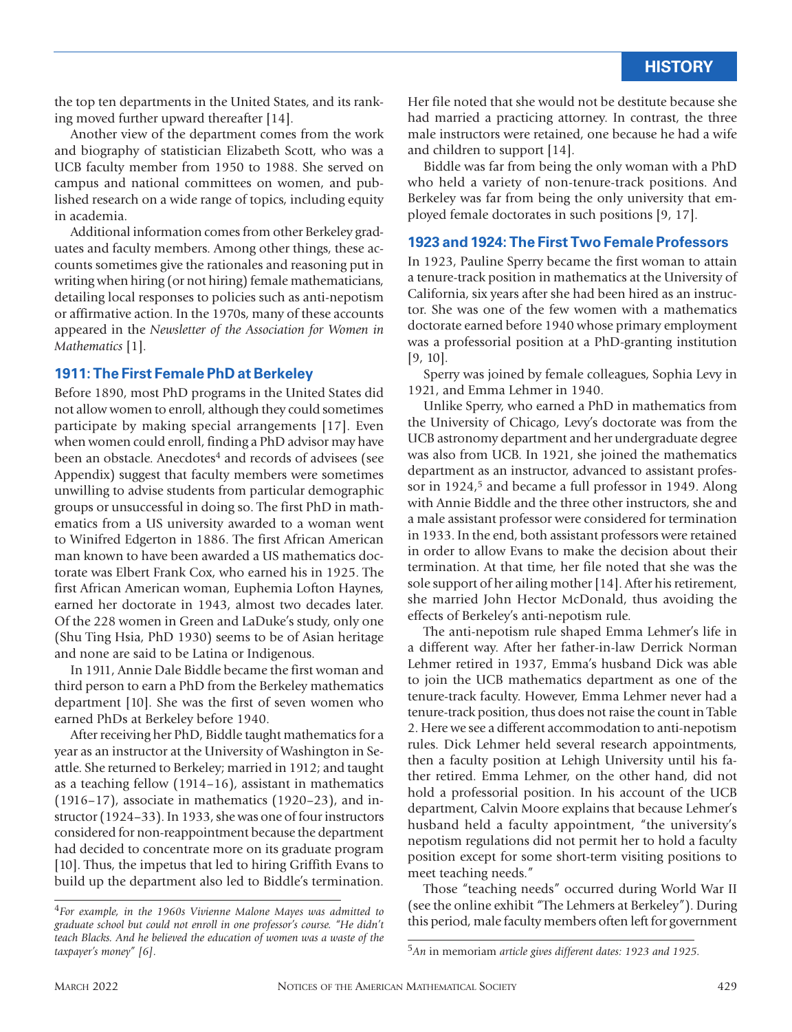the top ten departments in the United States, and its ranking moved further upward thereafter [14].

Another view of the department comes from the work and biography of statistician Elizabeth Scott, who was a UCB faculty member from 1950 to 1988. She served on campus and national committees on women, and published research on a wide range of topics, including equity in academia.

Additional information comes from other Berkeley graduates and faculty members. Among other things, these accounts sometimes give the rationales and reasoning put in writing when hiring (or not hiring) female mathematicians, detailing local responses to policies such as anti-nepotism or affirmative action. In the 1970s, many of these accounts appeared in the *Newsletter of the Association for Women in Mathematics* [1].

## 1911: The First Female PhD at Berkeley

Before 1890, most PhD programs in the United States did not allow women to enroll, although they could sometimes participate by making special arrangements [17]. Even when women could enroll, finding a PhD advisor may have been an obstacle. Anecdotes[4] and records of advisees (see Appendix) suggest that faculty members were sometimes unwilling to advise students from particular demographic groups or unsuccessful in doing so. The first PhD in mathematics from a US university awarded to a woman went to Winifred Edgerton in 1886. The first African American man known to have been awarded a US mathematics doctorate was Elbert Frank Cox, who earned his in 1925. The first African American woman, Euphemia Lofton Haynes, earned her doctorate in 1943, almost two decades later. Of the 228 women in Green and LaDuke's study, only one (Shu Ting Hsia, PhD 1930) seems to be of Asian heritage and none are said to be Latina or Indigenous.

In 1911, Annie Dale Biddle became the first woman and third person to earn a PhD from the Berkeley mathematics department [10]. She was the first of seven women who earned PhDs at Berkeley before 1940.

After receiving her PhD, Biddle taught mathematics for a year as an instructor at the University of Washington in Seattle. She returned to Berkeley; married in 1912; and taught as a teaching fellow (1914–16), assistant in mathematics (1916–17), associate in mathematics (1920–23), and instructor (1924–33). In 1933, she was one of four instructors considered for non-reappointment because the department had decided to concentrate more on its graduate program [10]. Thus, the impetus that led to hiring Griffith Evans to build up the department also led to Biddle's termination. Her file noted that she would not be destitute because she had married a practicing attorney. In contrast, the three male instructors were retained, one because he had a wife and children to support [14].

Biddle was far from being the only woman with a PhD who held a variety of non-tenure-track positions. And Berkeley was far from being the only university that employed female doctorates in such positions [9, 17].

## 1923 and 1924: The First Two Female Professors

In 1923, Pauline Sperry became the first woman to attain a tenure-track position in mathematics at the University of California, six years after she had been hired as an instructor. She was one of the few women with a mathematics doctorate earned before 1940 whose primary employment was a professorial position at a PhD-granting institution [9, 10].

Sperry was joined by female colleagues, Sophia Levy in 1921, and Emma Lehmer in 1940.

Unlike Sperry, who earned a PhD in mathematics from the University of Chicago, Levy's doctorate was from the UCB astronomy department and her undergraduate degree was also from UCB. In 1921, she joined the mathematics department as an instructor, advanced to assistant professor in 1924,[5] and became a full professor in 1949. Along with Annie Biddle and the three other instructors, she and a male assistant professor were considered for termination in 1933. In the end, both assistant professors were retained in order to allow Evans to make the decision about their termination. At that time, her file noted that she was the sole support of her ailing mother [14]. After his retirement, she married John Hector McDonald, thus avoiding the effects of Berkeley's anti-nepotism rule.

The anti-nepotism rule shaped Emma Lehmer's life in a different way. After her father-in-law Derrick Norman Lehmer retired in 1937, Emma's husband Dick was able to join the UCB mathematics department as one of the tenure-track faculty. However, Emma Lehmer never had a tenure-track position, thus does not raise the count in Table 2. Here we see a different accommodation to anti-nepotism rules. Dick Lehmer held several research appointments, then a faculty position at Lehigh University until his father retired. Emma Lehmer, on the other hand, did not hold a professorial position. In his account of the UCB department, Calvin Moore explains that because Lehmer's husband held a faculty appointment, "the university's nepotism regulations did not permit her to hold a faculty position except for some short-term visiting positions to meet teaching needs."

Those "teaching needs" occurred during World War II (see the online exhibit "The Lehmers at Berkeley"). During this period, male faculty members often left for government

---

[4] *For example, in the 1960s Vivienne Malone Mayes was admitted to graduate school but could not enroll in one professor's course. "He didn't teach Blacks. And he believed the education of women was a waste of the taxpayer's money" [6].*

[5] *An* in memoriam *article gives different dates: 1923 and 1925.*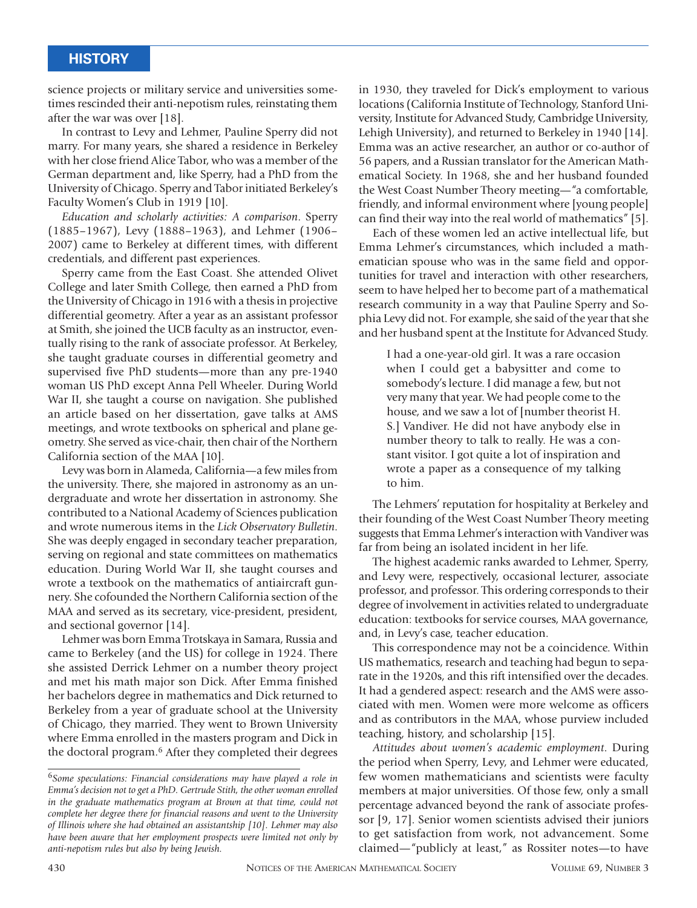science projects or military service and universities sometimes rescinded their anti-nepotism rules, reinstating them after the war was over [18].

In contrast to Levy and Lehmer, Pauline Sperry did not marry. For many years, she shared a residence in Berkeley with her close friend Alice Tabor, who was a member of the German department and, like Sperry, had a PhD from the University of Chicago. Sperry and Tabor initiated Berkeley's Faculty Women's Club in 1919 [10].

*Education and scholarly activities: A comparison*. Sperry (1885–1967), Levy (1888–1963), and Lehmer (1906–2007) came to Berkeley at different times, with different credentials, and different past experiences.

Sperry came from the East Coast. She attended Olivet College and later Smith College, then earned a PhD from the University of Chicago in 1916 with a thesis in projective differential geometry. After a year as an assistant professor at Smith, she joined the UCB faculty as an instructor, eventually rising to the rank of associate professor. At Berkeley, she taught graduate courses in differential geometry and supervised five PhD students—more than any pre-1940 woman US PhD except Anna Pell Wheeler. During World War II, she taught a course on navigation. She published an article based on her dissertation, gave talks at AMS meetings, and wrote textbooks on spherical and plane geometry. She served as vice-chair, then chair of the Northern California section of the MAA [10].

Levy was born in Alameda, California—a few miles from the university. There, she majored in astronomy as an undergraduate and wrote her dissertation in astronomy. She contributed to a National Academy of Sciences publication and wrote numerous items in the *Lick Observatory Bulletin*. She was deeply engaged in secondary teacher preparation, serving on regional and state committees on mathematics education. During World War II, she taught courses and wrote a textbook on the mathematics of antiaircraft gunnery. She cofounded the Northern California section of the MAA and served as its secretary, vice-president, president, and sectional governor [14].

Lehmer was born Emma Trotskaya in Samara, Russia and came to Berkeley (and the US) for college in 1924. There she assisted Derrick Lehmer on a number theory project and met his math major son Dick. After Emma finished her bachelors degree in mathematics and Dick returned to Berkeley from a year of graduate school at the University of Chicago, they married. They went to Brown University where Emma enrolled in the masters program and Dick in the doctoral program.[6] After they completed their degrees in 1930, they traveled for Dick's employment to various locations (California Institute of Technology, Stanford University, Institute for Advanced Study, Cambridge University, Lehigh University), and returned to Berkeley in 1940 [14]. Emma was an active researcher, an author or co-author of 56 papers, and a Russian translator for the American Mathematical Society. In 1968, she and her husband founded the West Coast Number Theory meeting—"a comfortable, friendly, and informal environment where [young people] can find their way into the real world of mathematics" [5].

Each of these women led an active intellectual life, but Emma Lehmer's circumstances, which included a mathematician spouse who was in the same field and opportunities for travel and interaction with other researchers, seem to have helped her to become part of a mathematical research community in a way that Pauline Sperry and Sophia Levy did not. For example, she said of the year that she and her husband spent at the Institute for Advanced Study.

> I had a one-year-old girl. It was a rare occasion when I could get a babysitter and come to somebody's lecture. I did manage a few, but not very many that year. We had people come to the house, and we saw a lot of [number theorist H. S.] Vandiver. He did not have anybody else in number theory to talk to really. He was a constant visitor. I got quite a lot of inspiration and wrote a paper as a consequence of my talking to him.

The Lehmers' reputation for hospitality at Berkeley and their founding of the West Coast Number Theory meeting suggests that Emma Lehmer's interaction with Vandiver was far from being an isolated incident in her life.

The highest academic ranks awarded to Lehmer, Sperry, and Levy were, respectively, occasional lecturer, associate professor, and professor. This ordering corresponds to their degree of involvement in activities related to undergraduate education: textbooks for service courses, MAA governance, and, in Levy's case, teacher education.

This correspondence may not be a coincidence. Within US mathematics, research and teaching had begun to separate in the 1920s, and this rift intensified over the decades. It had a gendered aspect: research and the AMS were associated with men. Women were more welcome as officers and as contributors in the MAA, whose purview included teaching, history, and scholarship [15].

*Attitudes about women's academic employment*. During the period when Sperry, Levy, and Lehmer were educated, few women mathematicians and scientists were faculty members at major universities. Of those few, only a small percentage advanced beyond the rank of associate professor [9, 17]. Senior women scientists advised their juniors to get satisfaction from work, not advancement. Some claimed—"publicly at least," as Rossiter notes—to have

---

[6] *Some speculations: Financial considerations may have played a role in Emma's decision not to get a PhD. Gertrude Stith, the other woman enrolled in the graduate mathematics program at Brown at that time, could not complete her degree there for financial reasons and went to the University of Illinois where she had obtained an assistantship [10]. Lehmer may also have been aware that her employment prospects were limited not only by anti-nepotism rules but also by being Jewish.*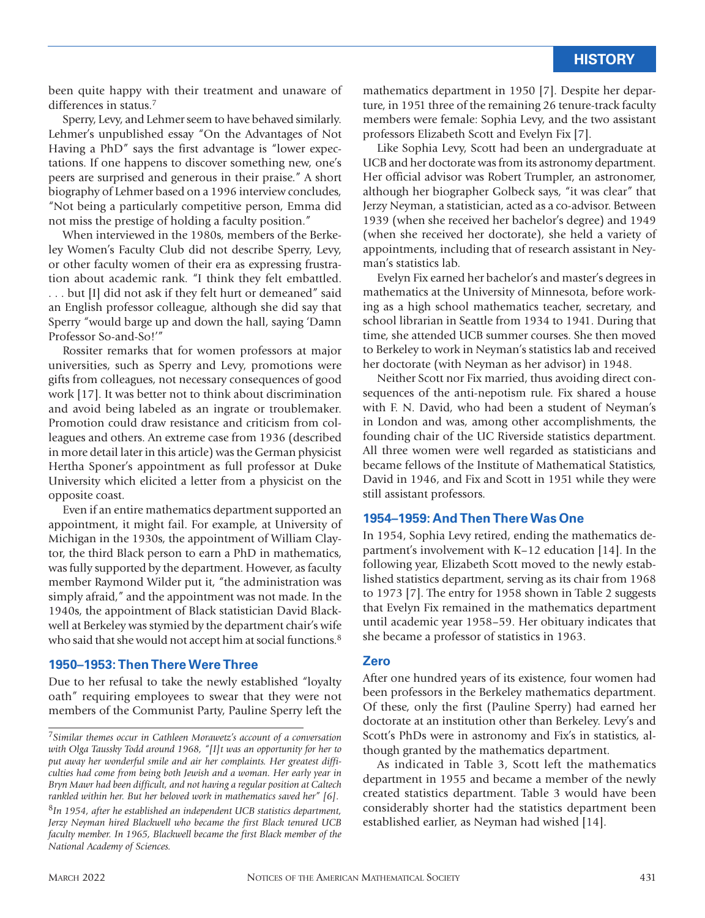been quite happy with their treatment and unaware of differences in status.[7]

Sperry, Levy, and Lehmer seem to have behaved similarly. Lehmer's unpublished essay "On the Advantages of Not Having a PhD" says the first advantage is "lower expectations. If one happens to discover something new, one's peers are surprised and generous in their praise." A short biography of Lehmer based on a 1996 interview concludes, "Not being a particularly competitive person, Emma did not miss the prestige of holding a faculty position."

When interviewed in the 1980s, members of the Berkeley Women's Faculty Club did not describe Sperry, Levy, or other faculty women of their era as expressing frustration about academic rank. "I think they felt embattled. . . . but [I] did not ask if they felt hurt or demeaned" said an English professor colleague, although she did say that Sperry "would barge up and down the hall, saying 'Damn Professor So-and-So!'"

Rossiter remarks that for women professors at major universities, such as Sperry and Levy, promotions were gifts from colleagues, not necessary consequences of good work [17]. It was better not to think about discrimination and avoid being labeled as an ingrate or troublemaker. Promotion could draw resistance and criticism from colleagues and others. An extreme case from 1936 (described in more detail later in this article) was the German physicist Hertha Sponer's appointment as full professor at Duke University which elicited a letter from a physicist on the opposite coast.

Even if an entire mathematics department supported an appointment, it might fail. For example, at University of Michigan in the 1930s, the appointment of William Claytor, the third Black person to earn a PhD in mathematics, was fully supported by the department. However, as faculty member Raymond Wilder put it, "the administration was simply afraid," and the appointment was not made. In the 1940s, the appointment of Black statistician David Blackwell at Berkeley was stymied by the department chair's wife who said that she would not accept him at social functions.[8]

## 1950–1953: Then There Were Three

Due to her refusal to take the newly established "loyalty oath" requiring employees to swear that they were not members of the Communist Party, Pauline Sperry left the mathematics department in 1950 [7]. Despite her departure, in 1951 three of the remaining 26 tenure-track faculty members were female: Sophia Levy, and the two assistant professors Elizabeth Scott and Evelyn Fix [7].

Like Sophia Levy, Scott had been an undergraduate at UCB and her doctorate was from its astronomy department. Her official advisor was Robert Trumpler, an astronomer, although her biographer Golbeck says, "it was clear" that Jerzy Neyman, a statistician, acted as a co-advisor. Between 1939 (when she received her bachelor's degree) and 1949 (when she received her doctorate), she held a variety of appointments, including that of research assistant in Neyman's statistics lab.

Evelyn Fix earned her bachelor's and master's degrees in mathematics at the University of Minnesota, before working as a high school mathematics teacher, secretary, and school librarian in Seattle from 1934 to 1941. During that time, she attended UCB summer courses. She then moved to Berkeley to work in Neyman's statistics lab and received her doctorate (with Neyman as her advisor) in 1948.

Neither Scott nor Fix married, thus avoiding direct consequences of the anti-nepotism rule. Fix shared a house with F. N. David, who had been a student of Neyman's in London and was, among other accomplishments, the founding chair of the UC Riverside statistics department. All three women were well regarded as statisticians and became fellows of the Institute of Mathematical Statistics, David in 1946, and Fix and Scott in 1951 while they were still assistant professors.

## 1954–1959: And Then There Was One

In 1954, Sophia Levy retired, ending the mathematics department's involvement with K–12 education [14]. In the following year, Elizabeth Scott moved to the newly established statistics department, serving as its chair from 1968 to 1973 [7]. The entry for 1958 shown in Table 2 suggests that Evelyn Fix remained in the mathematics department until academic year 1958–59. Her obituary indicates that she became a professor of statistics in 1963.

## Zero

After one hundred years of its existence, four women had been professors in the Berkeley mathematics department. Of these, only the first (Pauline Sperry) had earned her doctorate at an institution other than Berkeley. Levy's and Scott's PhDs were in astronomy and Fix's in statistics, although granted by the mathematics department.

As indicated in Table 3, Scott left the mathematics department in 1955 and became a member of the newly created statistics department. Table 3 would have been considerably shorter had the statistics department been established earlier, as Neyman had wished [14].

---

[7] *Similar themes occur in Cathleen Morawetz's account of a conversation with Olga Taussky Todd around 1968, "[I]t was an opportunity for her to put away her wonderful smile and air her complaints. Her greatest difficulties had come from being both Jewish and a woman. Her early year in Bryn Mawr had been difficult, and not having a regular position at Caltech rankled within her. But her beloved work in mathematics saved her" [6].*

[8] *In 1954, after he established an independent UCB statistics department, Jerzy Neyman hired Blackwell who became the first Black tenured UCB faculty member. In 1965, Blackwell became the first Black member of the National Academy of Sciences.*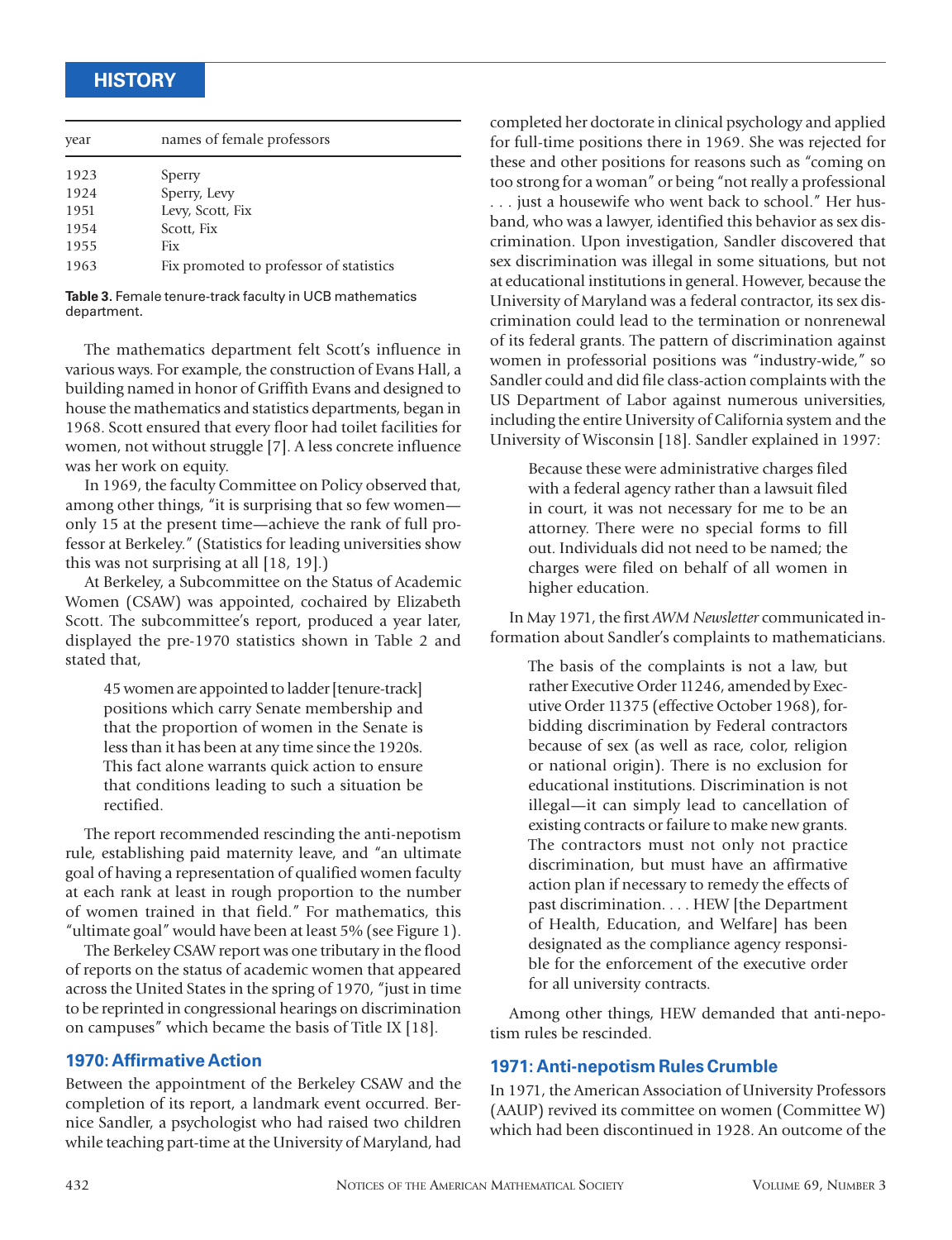| year | names of female professors |
|---|---|
| 1923 | Sperry |
| 1924 | Sperry, Levy |
| 1951 | Levy, Scott, Fix |
| 1954 | Scott, Fix |
| 1955 | Fix |
| 1963 | Fix promoted to professor of statistics |

**Table 3.** Female tenure-track faculty in UCB mathematics department.

The mathematics department felt Scott's influence in various ways. For example, the construction of Evans Hall, a building named in honor of Griffith Evans and designed to house the mathematics and statistics departments, began in 1968. Scott ensured that every floor had toilet facilities for women, not without struggle [7]. A less concrete influence was her work on equity.

In 1969, the faculty Committee on Policy observed that, among other things, "it is surprising that so few women—only 15 at the present time—achieve the rank of full professor at Berkeley." (Statistics for leading universities show this was not surprising at all [18, 19].)

At Berkeley, a Subcommittee on the Status of Academic Women (CSAW) was appointed, cochaired by Elizabeth Scott. The subcommittee's report, produced a year later, displayed the pre-1970 statistics shown in Table 2 and stated that,

> 45 women are appointed to ladder [tenure-track] positions which carry Senate membership and that the proportion of women in the Senate is less than it has been at any time since the 1920s. This fact alone warrants quick action to ensure that conditions leading to such a situation be rectified.

The report recommended rescinding the anti-nepotism rule, establishing paid maternity leave, and "an ultimate goal of having a representation of qualified women faculty at each rank at least in rough proportion to the number of women trained in that field." For mathematics, this "ultimate goal" would have been at least 5% (see Figure 1).

The Berkeley CSAW report was one tributary in the flood of reports on the status of academic women that appeared across the United States in the spring of 1970, "just in time to be reprinted in congressional hearings on discrimination on campuses" which became the basis of Title IX [18].

### 1970: Affirmative Action

Between the appointment of the Berkeley CSAW and the completion of its report, a landmark event occurred. Bernice Sandler, a psychologist who had raised two children while teaching part-time at the University of Maryland, had completed her doctorate in clinical psychology and applied for full-time positions there in 1969. She was rejected for these and other positions for reasons such as "coming on too strong for a woman" or being "not really a professional . . . just a housewife who went back to school." Her husband, who was a lawyer, identified this behavior as sex discrimination. Upon investigation, Sandler discovered that sex discrimination was illegal in some situations, but not at educational institutions in general. However, because the University of Maryland was a federal contractor, its sex discrimination could lead to the termination or nonrenewal of its federal grants. The pattern of discrimination against women in professorial positions was "industry-wide," so Sandler could and did file class-action complaints with the US Department of Labor against numerous universities, including the entire University of California system and the University of Wisconsin [18]. Sandler explained in 1997:

> Because these were administrative charges filed with a federal agency rather than a lawsuit filed in court, it was not necessary for me to be an attorney. There were no special forms to fill out. Individuals did not need to be named; the charges were filed on behalf of all women in higher education.

In May 1971, the first *AWM Newsletter* communicated information about Sandler's complaints to mathematicians.

> The basis of the complaints is not a law, but rather Executive Order 11246, amended by Executive Order 11375 (effective October 1968), forbidding discrimination by Federal contractors because of sex (as well as race, color, religion or national origin). There is no exclusion for educational institutions. Discrimination is not illegal—it can simply lead to cancellation of existing contracts or failure to make new grants. The contractors must not only not practice discrimination, but must have an affirmative action plan if necessary to remedy the effects of past discrimination. . . . HEW [the Department of Health, Education, and Welfare] has been designated as the compliance agency responsible for the enforcement of the executive order for all university contracts.

Among other things, HEW demanded that anti-nepotism rules be rescinded.

### 1971: Anti-nepotism Rules Crumble

In 1971, the American Association of University Professors (AAUP) revived its committee on women (Committee W) which had been discontinued in 1928. An outcome of the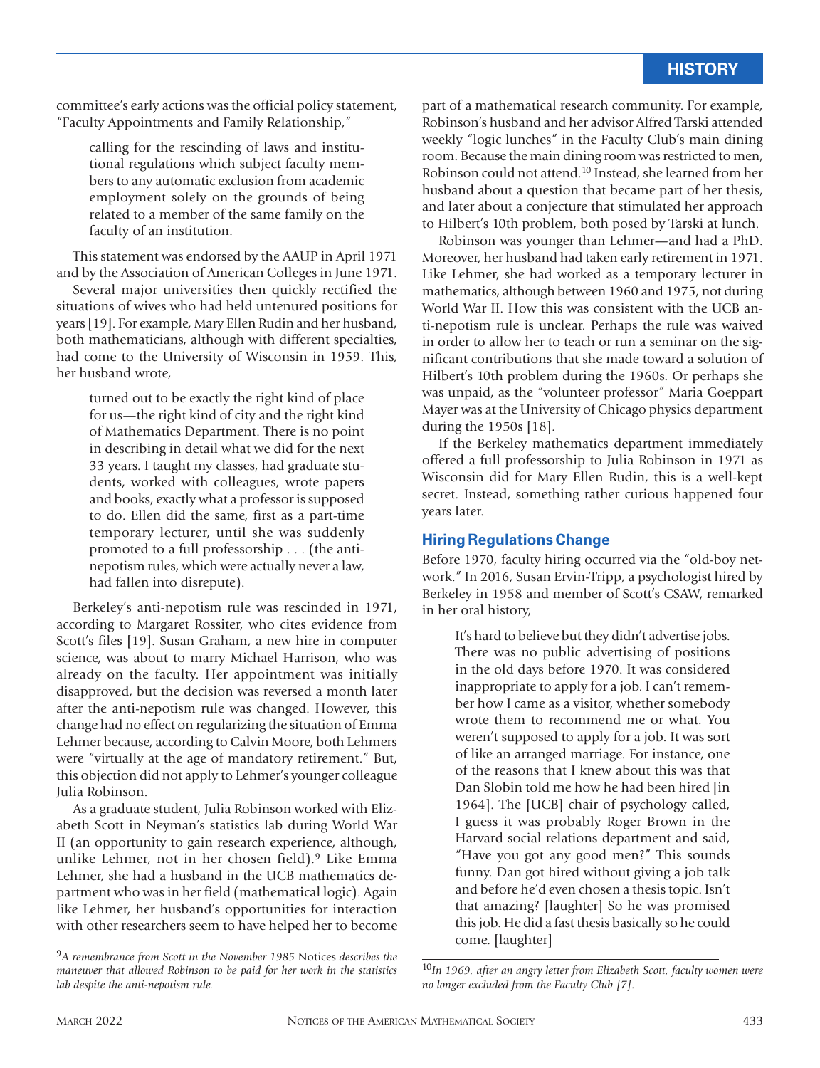committee's early actions was the official policy statement, "Faculty Appointments and Family Relationship,"

> calling for the rescinding of laws and institutional regulations which subject faculty members to any automatic exclusion from academic employment solely on the grounds of being related to a member of the same family on the faculty of an institution.

This statement was endorsed by the AAUP in April 1971 and by the Association of American Colleges in June 1971.

Several major universities then quickly rectified the situations of wives who had held untenured positions for years [19]. For example, Mary Ellen Rudin and her husband, both mathematicians, although with different specialties, had come to the University of Wisconsin in 1959. This, her husband wrote,

> turned out to be exactly the right kind of place for us—the right kind of city and the right kind of Mathematics Department. There is no point in describing in detail what we did for the next 33 years. I taught my classes, had graduate students, worked with colleagues, wrote papers and books, exactly what a professor is supposed to do. Ellen did the same, first as a part-time temporary lecturer, until she was suddenly promoted to a full professorship . . . (the anti-nepotism rules, which were actually never a law, had fallen into disrepute).

Berkeley's anti-nepotism rule was rescinded in 1971, according to Margaret Rossiter, who cites evidence from Scott's files [19]. Susan Graham, a new hire in computer science, was about to marry Michael Harrison, who was already on the faculty. Her appointment was initially disapproved, but the decision was reversed a month later after the anti-nepotism rule was changed. However, this change had no effect on regularizing the situation of Emma Lehmer because, according to Calvin Moore, both Lehmers were "virtually at the age of mandatory retirement." But, this objection did not apply to Lehmer's younger colleague Julia Robinson.

As a graduate student, Julia Robinson worked with Elizabeth Scott in Neyman's statistics lab during World War II (an opportunity to gain research experience, although, unlike Lehmer, not in her chosen field).[9] Like Emma Lehmer, she had a husband in the UCB mathematics department who was in her field (mathematical logic). Again like Lehmer, her husband's opportunities for interaction with other researchers seem to have helped her to become part of a mathematical research community. For example, Robinson's husband and her advisor Alfred Tarski attended weekly "logic lunches" in the Faculty Club's main dining room. Because the main dining room was restricted to men, Robinson could not attend.[10] Instead, she learned from her husband about a question that became part of her thesis, and later about a conjecture that stimulated her approach to Hilbert's 10th problem, both posed by Tarski at lunch.

Robinson was younger than Lehmer—and had a PhD. Moreover, her husband had taken early retirement in 1971. Like Lehmer, she had worked as a temporary lecturer in mathematics, although between 1960 and 1975, not during World War II. How this was consistent with the UCB anti-nepotism rule is unclear. Perhaps the rule was waived in order to allow her to teach or run a seminar on the significant contributions that she made toward a solution of Hilbert's 10th problem during the 1960s. Or perhaps she was unpaid, as the "volunteer professor" Maria Goeppart Mayer was at the University of Chicago physics department during the 1950s [18].

If the Berkeley mathematics department immediately offered a full professorship to Julia Robinson in 1971 as Wisconsin did for Mary Ellen Rudin, this is a well-kept secret. Instead, something rather curious happened four years later.

## Hiring Regulations Change

Before 1970, faculty hiring occurred via the "old-boy network." In 2016, Susan Ervin-Tripp, a psychologist hired by Berkeley in 1958 and member of Scott's CSAW, remarked in her oral history,

> It's hard to believe but they didn't advertise jobs. There was no public advertising of positions in the old days before 1970. It was considered inappropriate to apply for a job. I can't remember how I came as a visitor, whether somebody wrote them to recommend me or what. You weren't supposed to apply for a job. It was sort of like an arranged marriage. For instance, one of the reasons that I knew about this was that Dan Slobin told me how he had been hired [in 1964]. The [UCB] chair of psychology called, I guess it was probably Roger Brown in the Harvard social relations department and said, "Have you got any good men?" This sounds funny. Dan got hired without giving a job talk and before he'd even chosen a thesis topic. Isn't that amazing? [laughter] So he was promised this job. He did a fast thesis basically so he could come. [laughter]

---

[9] *A remembrance from Scott in the November 1985* Notices *describes the maneuver that allowed Robinson to be paid for her work in the statistics lab despite the anti-nepotism rule.*

[10] *In 1969, after an angry letter from Elizabeth Scott, faculty women were no longer excluded from the Faculty Club [7].*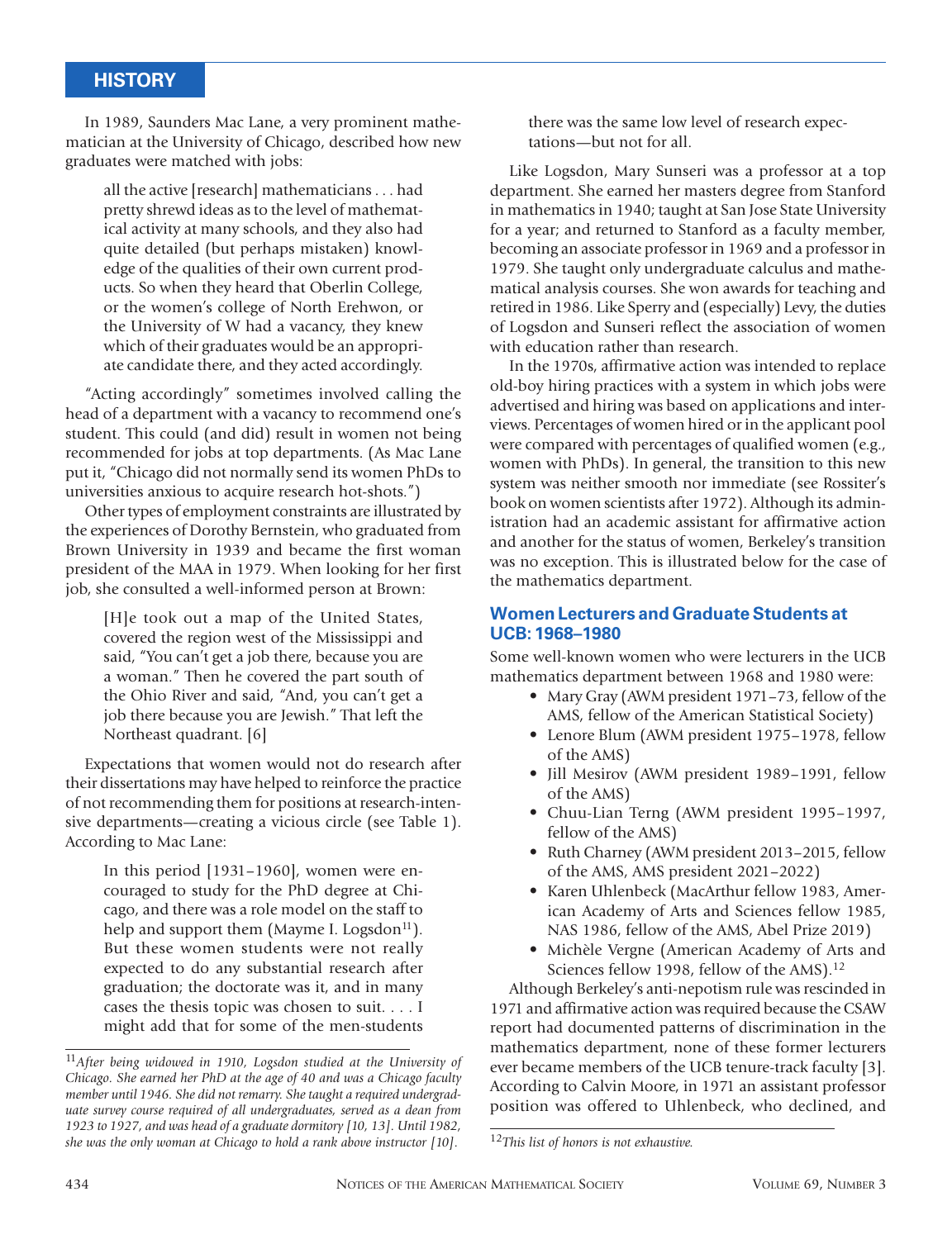In 1989, Saunders Mac Lane, a very prominent mathematician at the University of Chicago, described how new graduates were matched with jobs:

> all the active [research] mathematicians . . . had pretty shrewd ideas as to the level of mathematical activity at many schools, and they also had quite detailed (but perhaps mistaken) knowledge of the qualities of their own current products. So when they heard that Oberlin College, or the women's college of North Erehwon, or the University of W had a vacancy, they knew which of their graduates would be an appropriate candidate there, and they acted accordingly.

"Acting accordingly" sometimes involved calling the head of a department with a vacancy to recommend one's student. This could (and did) result in women not being recommended for jobs at top departments. (As Mac Lane put it, "Chicago did not normally send its women PhDs to universities anxious to acquire research hot-shots.")

Other types of employment constraints are illustrated by the experiences of Dorothy Bernstein, who graduated from Brown University in 1939 and became the first woman president of the MAA in 1979. When looking for her first job, she consulted a well-informed person at Brown:

> [H]e took out a map of the United States, covered the region west of the Mississippi and said, "You can't get a job there, because you are a woman." Then he covered the part south of the Ohio River and said, "And, you can't get a job there because you are Jewish." That left the Northeast quadrant. [6]

Expectations that women would not do research after their dissertations may have helped to reinforce the practice of not recommending them for positions at research-intensive departments—creating a vicious circle (see Table 1). According to Mac Lane:

> In this period [1931–1960], women were encouraged to study for the PhD degree at Chicago, and there was a role model on the staff to help and support them (Mayme I. Logsdon[11]). But these women students were not really expected to do any substantial research after graduation; the doctorate was it, and in many cases the thesis topic was chosen to suit. . . . I might add that for some of the men-students there was the same low level of research expectations—but not for all.

Like Logsdon, Mary Sunseri was a professor at a top department. She earned her masters degree from Stanford in mathematics in 1940; taught at San Jose State University for a year; and returned to Stanford as a faculty member, becoming an associate professor in 1969 and a professor in 1979. She taught only undergraduate calculus and mathematical analysis courses. She won awards for teaching and retired in 1986. Like Sperry and (especially) Levy, the duties of Logsdon and Sunseri reflect the association of women with education rather than research.

In the 1970s, affirmative action was intended to replace old-boy hiring practices with a system in which jobs were advertised and hiring was based on applications and interviews. Percentages of women hired or in the applicant pool were compared with percentages of qualified women (e.g., women with PhDs). In general, the transition to this new system was neither smooth nor immediate (see Rossiter's book on women scientists after 1972). Although its administration had an academic assistant for affirmative action and another for the status of women, Berkeley's transition was no exception. This is illustrated below for the case of the mathematics department.

## Women Lecturers and Graduate Students at UCB: 1968–1980

Some well-known women who were lecturers in the UCB mathematics department between 1968 and 1980 were:

- Mary Gray (AWM president 1971–73, fellow of the AMS, fellow of the American Statistical Society)
- Lenore Blum (AWM president 1975–1978, fellow of the AMS)
- Jill Mesirov (AWM president 1989–1991, fellow of the AMS)
- Chuu-Lian Terng (AWM president 1995–1997, fellow of the AMS)
- Ruth Charney (AWM president 2013–2015, fellow of the AMS, AMS president 2021–2022)
- Karen Uhlenbeck (MacArthur fellow 1983, American Academy of Arts and Sciences fellow 1985, NAS 1986, fellow of the AMS, Abel Prize 2019)
- Michèle Vergne (American Academy of Arts and Sciences fellow 1998, fellow of the AMS).[12]

Although Berkeley's anti-nepotism rule was rescinded in 1971 and affirmative action was required because the CSAW report had documented patterns of discrimination in the mathematics department, none of these former lecturers ever became members of the UCB tenure-track faculty [3]. According to Calvin Moore, in 1971 an assistant professor position was offered to Uhlenbeck, who declined, and

---

[11] *After being widowed in 1910, Logsdon studied at the University of Chicago. She earned her PhD at the age of 40 and was a Chicago faculty member until 1946. She did not remarry. She taught a required undergraduate survey course required of all undergraduates, served as a dean from 1923 to 1927, and was head of a graduate dormitory [10, 13]. Until 1982, she was the only woman at Chicago to hold a rank above instructor [10].*

[12] *This list of honors is not exhaustive.*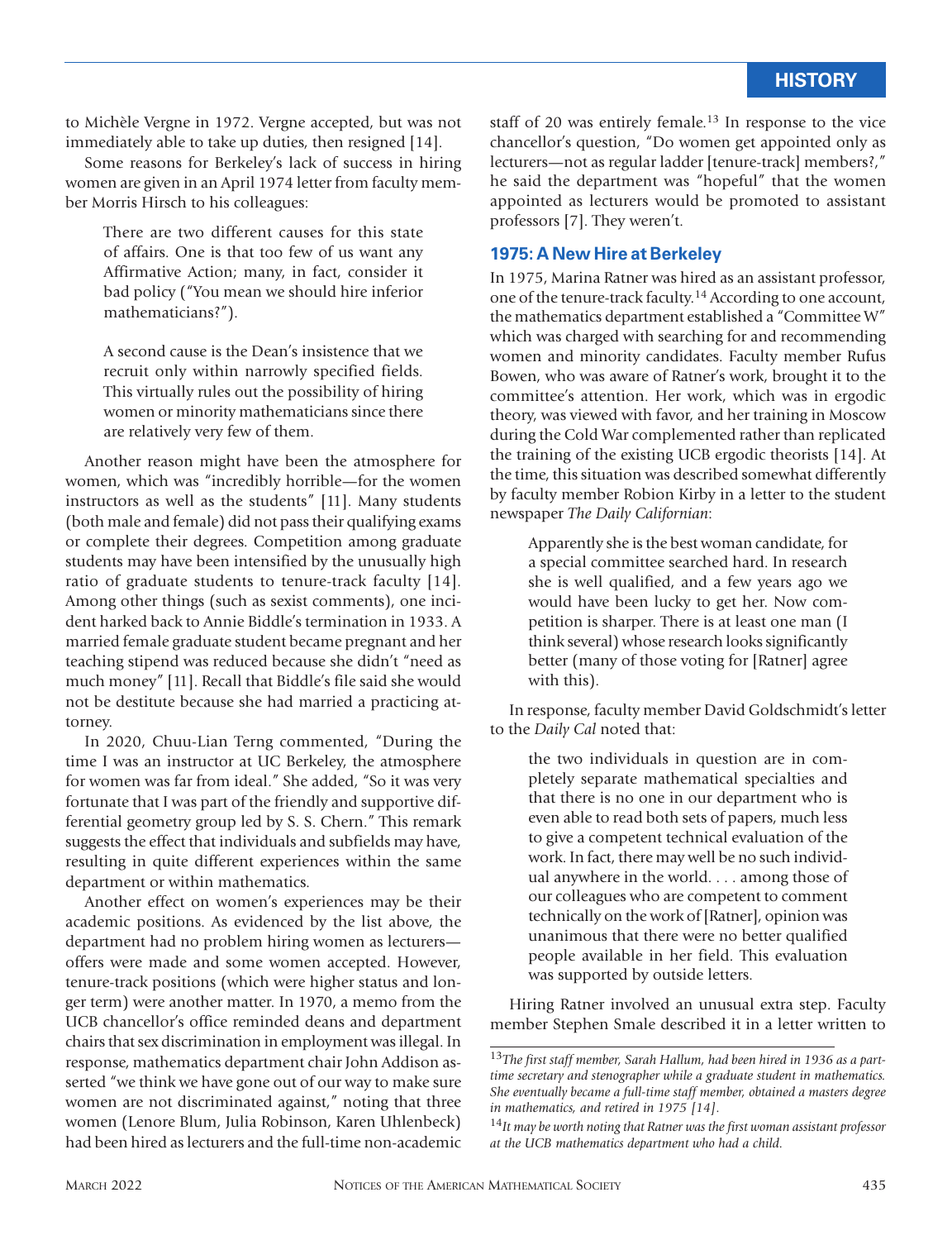to Michèle Vergne in 1972. Vergne accepted, but was not immediately able to take up duties, then resigned [14].

Some reasons for Berkeley's lack of success in hiring women are given in an April 1974 letter from faculty member Morris Hirsch to his colleagues:

> There are two different causes for this state of affairs. One is that too few of us want any Affirmative Action; many, in fact, consider it bad policy ("You mean we should hire inferior mathematicians?").
>
> A second cause is the Dean's insistence that we recruit only within narrowly specified fields. This virtually rules out the possibility of hiring women or minority mathematicians since there are relatively very few of them.

Another reason might have been the atmosphere for women, which was "incredibly horrible—for the women instructors as well as the students" [11]. Many students (both male and female) did not pass their qualifying exams or complete their degrees. Competition among graduate students may have been intensified by the unusually high ratio of graduate students to tenure-track faculty [14]. Among other things (such as sexist comments), one incident harked back to Annie Biddle's termination in 1933. A married female graduate student became pregnant and her teaching stipend was reduced because she didn't "need as much money" [11]. Recall that Biddle's file said she would not be destitute because she had married a practicing attorney.

In 2020, Chuu-Lian Terng commented, "During the time I was an instructor at UC Berkeley, the atmosphere for women was far from ideal." She added, "So it was very fortunate that I was part of the friendly and supportive differential geometry group led by S. S. Chern." This remark suggests the effect that individuals and subfields may have, resulting in quite different experiences within the same department or within mathematics.

Another effect on women's experiences may be their academic positions. As evidenced by the list above, the department had no problem hiring women as lecturers—offers were made and some women accepted. However, tenure-track positions (which were higher status and longer term) were another matter. In 1970, a memo from the UCB chancellor's office reminded deans and department chairs that sex discrimination in employment was illegal. In response, mathematics department chair John Addison asserted "we think we have gone out of our way to make sure women are not discriminated against," noting that three women (Lenore Blum, Julia Robinson, Karen Uhlenbeck) had been hired as lecturers and the full-time non-academic staff of 20 was entirely female.[13] In response to the vice chancellor's question, "Do women get appointed only as lecturers—not as regular ladder [tenure-track] members?," he said the department was "hopeful" that the women appointed as lecturers would be promoted to assistant professors [7]. They weren't.

## 1975: A New Hire at Berkeley

In 1975, Marina Ratner was hired as an assistant professor, one of the tenure-track faculty.[14] According to one account, the mathematics department established a "Committee W" which was charged with searching for and recommending women and minority candidates. Faculty member Rufus Bowen, who was aware of Ratner's work, brought it to the committee's attention. Her work, which was in ergodic theory, was viewed with favor, and her training in Moscow during the Cold War complemented rather than replicated the training of the existing UCB ergodic theorists [14]. At the time, this situation was described somewhat differently by faculty member Robion Kirby in a letter to the student newspaper *The Daily Californian*:

> Apparently she is the best woman candidate, for a special committee searched hard. In research she is well qualified, and a few years ago we would have been lucky to get her. Now competition is sharper. There is at least one man (I think several) whose research looks significantly better (many of those voting for [Ratner] agree with this).

In response, faculty member David Goldschmidt's letter to the *Daily Cal* noted that:

> the two individuals in question are in completely separate mathematical specialties and that there is no one in our department who is even able to read both sets of papers, much less to give a competent technical evaluation of the work. In fact, there may well be no such individual anywhere in the world. . . . among those of our colleagues who are competent to comment technically on the work of [Ratner], opinion was unanimous that there were no better qualified people available in her field. This evaluation was supported by outside letters.

Hiring Ratner involved an unusual extra step. Faculty member Stephen Smale described it in a letter written to

---

[13] *The first staff member, Sarah Hallum, had been hired in 1936 as a part-time secretary and stenographer while a graduate student in mathematics. She eventually became a full-time staff member, obtained a masters degree in mathematics, and retired in 1975 [14].*

[14] *It may be worth noting that Ratner was the first woman assistant professor at the UCB mathematics department who had a child.*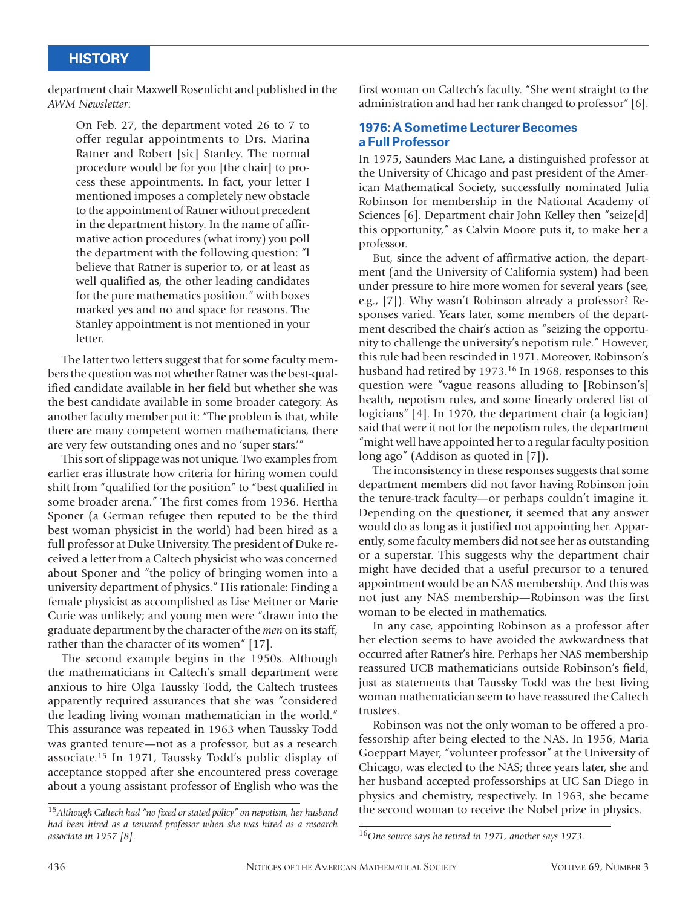department chair Maxwell Rosenlicht and published in the *AWM Newsletter*:

> On Feb. 27, the department voted 26 to 7 to offer regular appointments to Drs. Marina Ratner and Robert [sic] Stanley. The normal procedure would be for you [the chair] to process these appointments. In fact, your letter I mentioned imposes a completely new obstacle to the appointment of Ratner without precedent in the department history. In the name of affirmative action procedures (what irony) you poll the department with the following question: "I believe that Ratner is superior to, or at least as well qualified as, the other leading candidates for the pure mathematics position." with boxes marked yes and no and space for reasons. The Stanley appointment is not mentioned in your letter.

The latter two letters suggest that for some faculty members the question was not whether Ratner was the best-qualified candidate available in her field but whether she was the best candidate available in some broader category. As another faculty member put it: "The problem is that, while there are many competent women mathematicians, there are very few outstanding ones and no 'super stars.'"

This sort of slippage was not unique. Two examples from earlier eras illustrate how criteria for hiring women could shift from "qualified for the position" to "best qualified in some broader arena." The first comes from 1936. Hertha Sponer (a German refugee then reputed to be the third best woman physicist in the world) had been hired as a full professor at Duke University. The president of Duke received a letter from a Caltech physicist who was concerned about Sponer and "the policy of bringing women into a university department of physics." His rationale: Finding a female physicist as accomplished as Lise Meitner or Marie Curie was unlikely; and young men were "drawn into the graduate department by the character of the *men* on its staff, rather than the character of its women" [17].

The second example begins in the 1950s. Although the mathematicians in Caltech's small department were anxious to hire Olga Taussky Todd, the Caltech trustees apparently required assurances that she was "considered the leading living woman mathematician in the world." This assurance was repeated in 1963 when Taussky Todd was granted tenure—not as a professor, but as a research associate.[15] In 1971, Taussky Todd's public display of acceptance stopped after she encountered press coverage about a young assistant professor of English who was the first woman on Caltech's faculty. "She went straight to the administration and had her rank changed to professor" [6].

## 1976: A Sometime Lecturer Becomes a Full Professor

In 1975, Saunders Mac Lane, a distinguished professor at the University of Chicago and past president of the American Mathematical Society, successfully nominated Julia Robinson for membership in the National Academy of Sciences [6]. Department chair John Kelley then "seize[d] this opportunity," as Calvin Moore puts it, to make her a professor.

But, since the advent of affirmative action, the department (and the University of California system) had been under pressure to hire more women for several years (see, e.g., [7]). Why wasn't Robinson already a professor? Responses varied. Years later, some members of the department described the chair's action as "seizing the opportunity to challenge the university's nepotism rule." However, this rule had been rescinded in 1971. Moreover, Robinson's husband had retired by 1973.[16] In 1968, responses to this question were "vague reasons alluding to [Robinson's] health, nepotism rules, and some linearly ordered list of logicians" [4]. In 1970, the department chair (a logician) said that were it not for the nepotism rules, the department "might well have appointed her to a regular faculty position long ago" (Addison as quoted in [7]).

The inconsistency in these responses suggests that some department members did not favor having Robinson join the tenure-track faculty—or perhaps couldn't imagine it. Depending on the questioner, it seemed that any answer would do as long as it justified not appointing her. Apparently, some faculty members did not see her as outstanding or a superstar. This suggests why the department chair might have decided that a useful precursor to a tenured appointment would be an NAS membership. And this was not just any NAS membership—Robinson was the first woman to be elected in mathematics.

In any case, appointing Robinson as a professor after her election seems to have avoided the awkwardness that occurred after Ratner's hire. Perhaps her NAS membership reassured UCB mathematicians outside Robinson's field, just as statements that Taussky Todd was the best living woman mathematician seem to have reassured the Caltech trustees.

Robinson was not the only woman to be offered a professorship after being elected to the NAS. In 1956, Maria Goeppart Mayer, "volunteer professor" at the University of Chicago, was elected to the NAS; three years later, she and her husband accepted professorships at UC San Diego in physics and chemistry, respectively. In 1963, she became the second woman to receive the Nobel prize in physics.

---

[15] *Although Caltech had "no fixed or stated policy" on nepotism, her husband had been hired as a tenured professor when she was hired as a research associate in 1957 [8].*

[16] *One source says he retired in 1971, another says 1973.*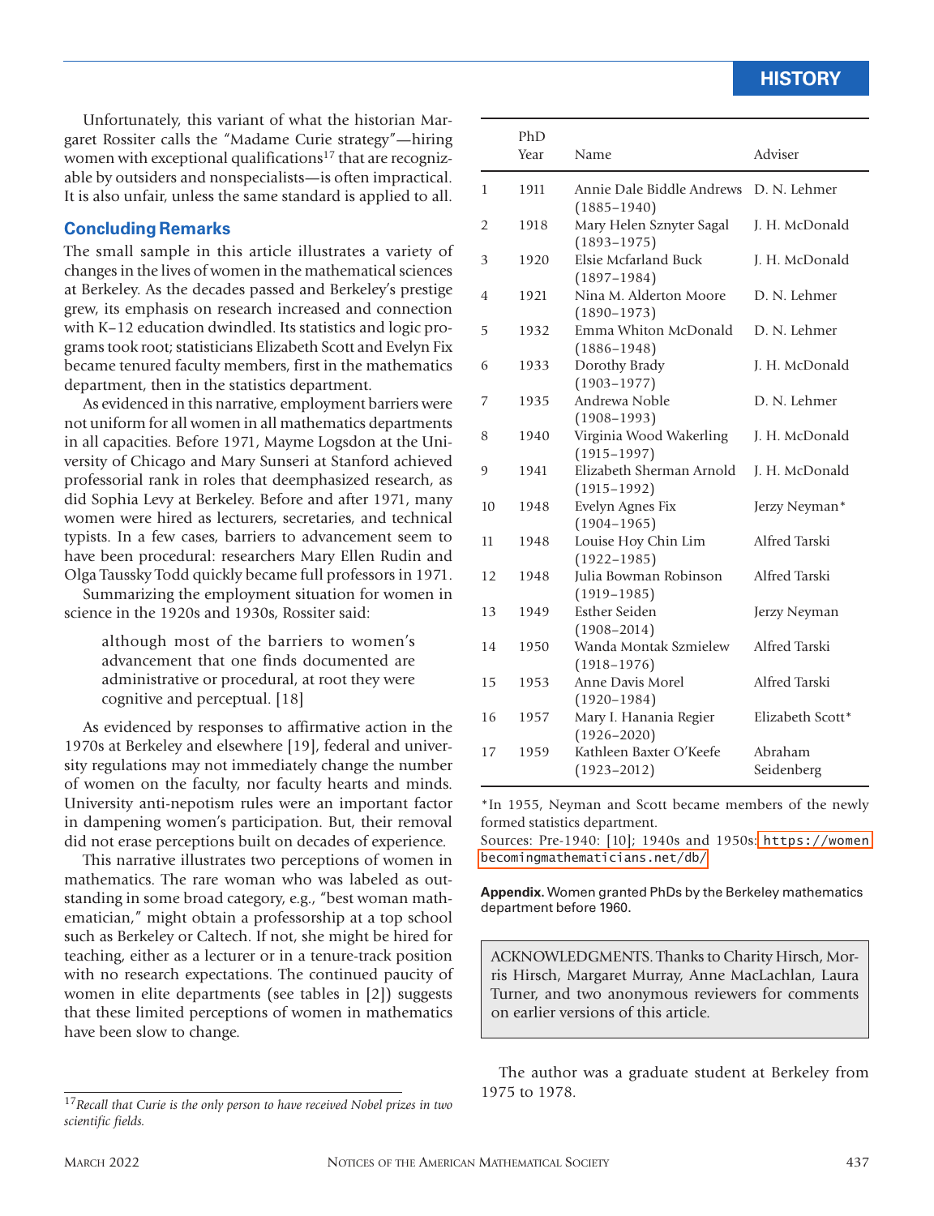Unfortunately, this variant of what the historian Margaret Rossiter calls the "Madame Curie strategy"—hiring women with exceptional qualifications[17] that are recognizable by outsiders and nonspecialists—is often impractical. It is also unfair, unless the same standard is applied to all.

## Concluding Remarks

The small sample in this article illustrates a variety of changes in the lives of women in the mathematical sciences at Berkeley. As the decades passed and Berkeley's prestige grew, its emphasis on research increased and connection with K–12 education dwindled. Its statistics and logic programs took root; statisticians Elizabeth Scott and Evelyn Fix became tenured faculty members, first in the mathematics department, then in the statistics department.

As evidenced in this narrative, employment barriers were not uniform for all women in all mathematics departments in all capacities. Before 1971, Mayme Logsdon at the University of Chicago and Mary Sunseri at Stanford achieved professorial rank in roles that deemphasized research, as did Sophia Levy at Berkeley. Before and after 1971, many women were hired as lecturers, secretaries, and technical typists. In a few cases, barriers to advancement seem to have been procedural: researchers Mary Ellen Rudin and Olga Taussky Todd quickly became full professors in 1971.

Summarizing the employment situation for women in science in the 1920s and 1930s, Rossiter said:

> although most of the barriers to women's advancement that one finds documented are administrative or procedural, at root they were cognitive and perceptual. [18]

As evidenced by responses to affirmative action in the 1970s at Berkeley and elsewhere [19], federal and university regulations may not immediately change the number of women on the faculty, nor faculty hearts and minds. University anti-nepotism rules were an important factor in dampening women's participation. But, their removal did not erase perceptions built on decades of experience.

This narrative illustrates two perceptions of women in mathematics. The rare woman who was labeled as outstanding in some broad category, e.g., "best woman mathematician," might obtain a professorship at a top school such as Berkeley or Caltech. If not, she might be hired for teaching, either as a lecturer or in a tenure-track position with no research expectations. The continued paucity of women in elite departments (see tables in [2]) suggests that these limited perceptions of women in mathematics have been slow to change.

[17] *Recall that Curie is the only person to have received Nobel prizes in two scientific fields.*

| | PhD Year | Name | Adviser |
|---|---|---|---|
| 1 | 1911 | Annie Dale Biddle Andrews (1885–1940) | D. N. Lehmer |
| 2 | 1918 | Mary Helen Sznyter Sagal (1893–1975) | J. H. McDonald |
| 3 | 1920 | Elsie Mcfarland Buck (1897–1984) | J. H. McDonald |
| 4 | 1921 | Nina M. Alderton Moore (1890–1973) | D. N. Lehmer |
| 5 | 1932 | Emma Whiton McDonald (1886–1948) | D. N. Lehmer |
| 6 | 1933 | Dorothy Brady (1903–1977) | J. H. McDonald |
| 7 | 1935 | Andrewa Noble (1908–1993) | D. N. Lehmer |
| 8 | 1940 | Virginia Wood Wakerling (1915–1997) | J. H. McDonald |
| 9 | 1941 | Elizabeth Sherman Arnold (1915–1992) | J. H. McDonald |
| 10 | 1948 | Evelyn Agnes Fix (1904–1965) | Jerzy Neyman* |
| 11 | 1948 | Louise Hoy Chin Lim (1922–1985) | Alfred Tarski |
| 12 | 1948 | Julia Bowman Robinson (1919–1985) | Alfred Tarski |
| 13 | 1949 | Esther Seiden (1908–2014) | Jerzy Neyman |
| 14 | 1950 | Wanda Montak Szmielew (1918–1976) | Alfred Tarski |
| 15 | 1953 | Anne Davis Morel (1920–1984) | Alfred Tarski |
| 16 | 1957 | Mary I. Hanania Regier (1926–2020) | Elizabeth Scott* |
| 17 | 1959 | Kathleen Baxter O'Keefe (1923–2012) | Abraham Seidenberg |

*In 1955, Neyman and Scott became members of the newly formed statistics department.

Sources: Pre-1940: [10]; 1940s and 1950s: https://womenbecomingmathematicians.net/db/

**Appendix.** Women granted PhDs by the Berkeley mathematics department before 1960.

ACKNOWLEDGMENTS. Thanks to Charity Hirsch, Morris Hirsch, Margaret Murray, Anne MacLachlan, Laura Turner, and two anonymous reviewers for comments on earlier versions of this article.

The author was a graduate student at Berkeley from 1975 to 1978.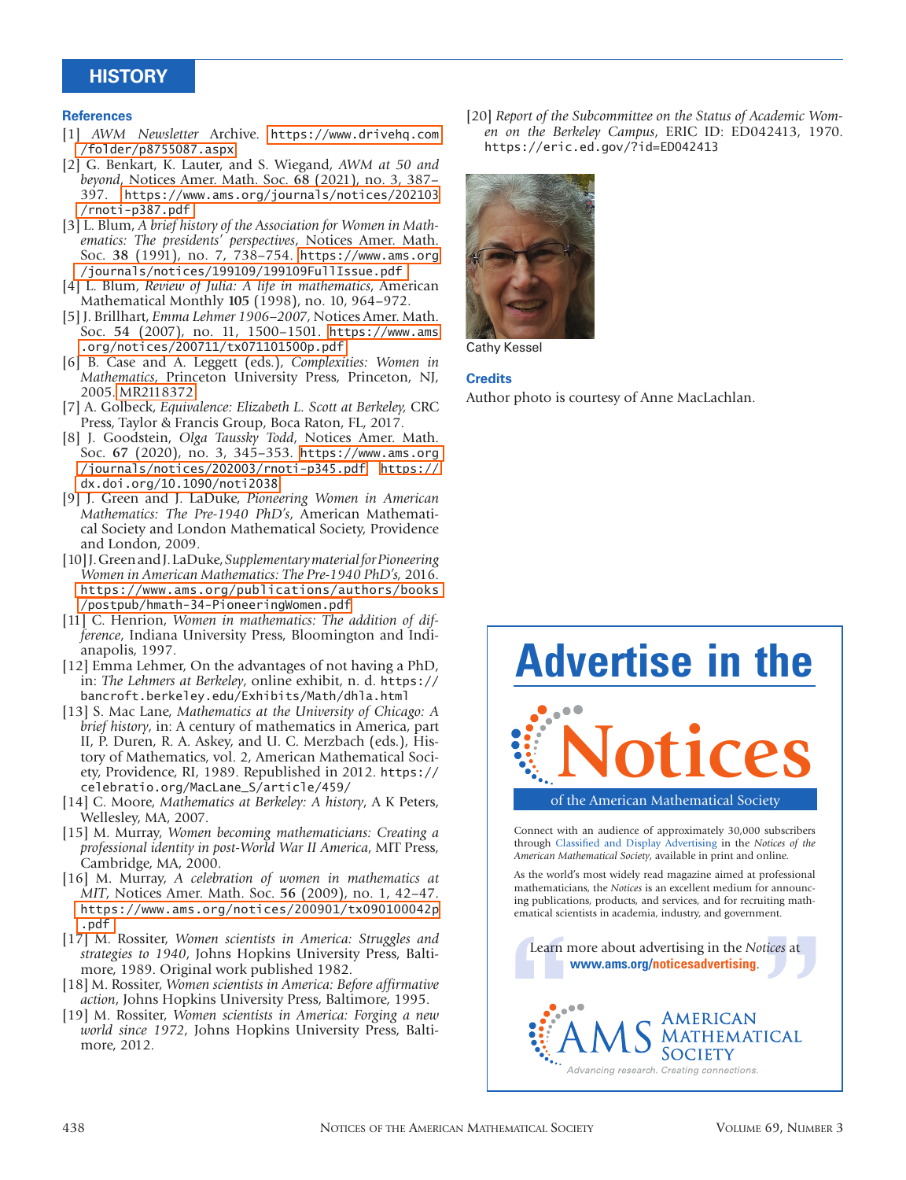## References

[1] *AWM Newsletter* Archive. https://www.drivehq.com/folder/p8755087.aspx

[2] G. Benkart, K. Lauter, and S. Wiegand, *AWM at 50 and beyond*, Notices Amer. Math. Soc. **68** (2021), no. 3, 387–397. https://www.ams.org/journals/notices/202103/rnoti-p387.pdf

[3] L. Blum, *A brief history of the Association for Women in Mathematics: The presidents' perspectives*, Notices Amer. Math. Soc. **38** (1991), no. 7, 738–754. https://www.ams.org/journals/notices/199109/199109FullIssue.pdf

[4] L. Blum, *Review of Julia: A life in mathematics*, American Mathematical Monthly **105** (1998), no. 10, 964–972.

[5] J. Brillhart, *Emma Lehmer 1906–2007*, Notices Amer. Math. Soc. **54** (2007), no. 11, 1500–1501. https://www.ams.org/notices/200711/tx071101500p.pdf

[6] B. Case and A. Leggett (eds.), *Complexities: Women in Mathematics*, Princeton University Press, Princeton, NJ, 2005. MR2118372

[7] A. Golbeck, *Equivalence: Elizabeth L. Scott at Berkeley*, CRC Press, Taylor & Francis Group, Boca Raton, FL, 2017.

[8] J. Goodstein, *Olga Taussky Todd*, Notices Amer. Math. Soc. **67** (2020), no. 3, 345–353. https://www.ams.org/journals/notices/202003/rnoti-p345.pdf https://dx.doi.org/10.1090/noti2038

[9] J. Green and J. LaDuke, *Pioneering Women in American Mathematics: The Pre-1940 PhD's*, American Mathematical Society and London Mathematical Society, Providence and London, 2009.

[10] J. Green and J. LaDuke, *Supplementary material for Pioneering Women in American Mathematics: The Pre-1940 PhD's*, 2016. https://www.ams.org/publications/authors/books/postpub/hmath-34-PioneeringWomen.pdf

[11] C. Henrion, *Women in mathematics: The addition of difference*, Indiana University Press, Bloomington and Indianapolis, 1997.

[12] Emma Lehmer, On the advantages of not having a PhD, in: *The Lehmers at Berkeley*, online exhibit, n. d. https://bancroft.berkeley.edu/Exhibits/Math/dhla.html

[13] S. Mac Lane, *Mathematics at the University of Chicago: A brief history*, in: A century of mathematics in America, part II, P. Duren, R. A. Askey, and U. C. Merzbach (eds.), History of Mathematics, vol. 2, American Mathematical Society, Providence, RI, 1989. Republished in 2012. https://celebratio.org/MacLane_S/article/459/

[14] C. Moore, *Mathematics at Berkeley: A history*, A K Peters, Wellesley, MA, 2007.

[15] M. Murray, *Women becoming mathematicians: Creating a professional identity in post-World War II America*, MIT Press, Cambridge, MA, 2000.

[16] M. Murray, *A celebration of women in mathematics at MIT*, Notices Amer. Math. Soc. **56** (2009), no. 1, 42–47. https://www.ams.org/notices/200901/tx090100042p.pdf

[17] M. Rossiter, *Women scientists in America: Struggles and strategies to 1940*, Johns Hopkins University Press, Baltimore, 1989. Original work published 1982.

[18] M. Rossiter, *Women scientists in America: Before affirmative action*, Johns Hopkins University Press, Baltimore, 1995.

[19] M. Rossiter, *Women scientists in America: Forging a new world since 1972*, Johns Hopkins University Press, Baltimore, 2012.

[20] *Report of the Subcommittee on the Status of Academic Women on the Berkeley Campus*, ERIC ID: ED042413, 1970. https://eric.ed.gov/?id=ED042413

Cathy Kessel

## Credits

Author photo is courtesy of Anne MacLachlan.

# Advertise in the Notices of the American Mathematical Society

Connect with an audience of approximately 30,000 subscribers through Classified and Display Advertising in the *Notices of the American Mathematical Society*, available in print and online.

As the world's most widely read magazine aimed at professional mathematicians, the *Notices* is an excellent medium for announcing publications, products, and services, and for recruiting mathematical scientists in academia, industry, and government.

Learn more about advertising in the *Notices* at **www.ams.org/noticesadvertising**.

AMERICAN MATHEMATICAL SOCIETY

*Advancing research. Creating connections.*